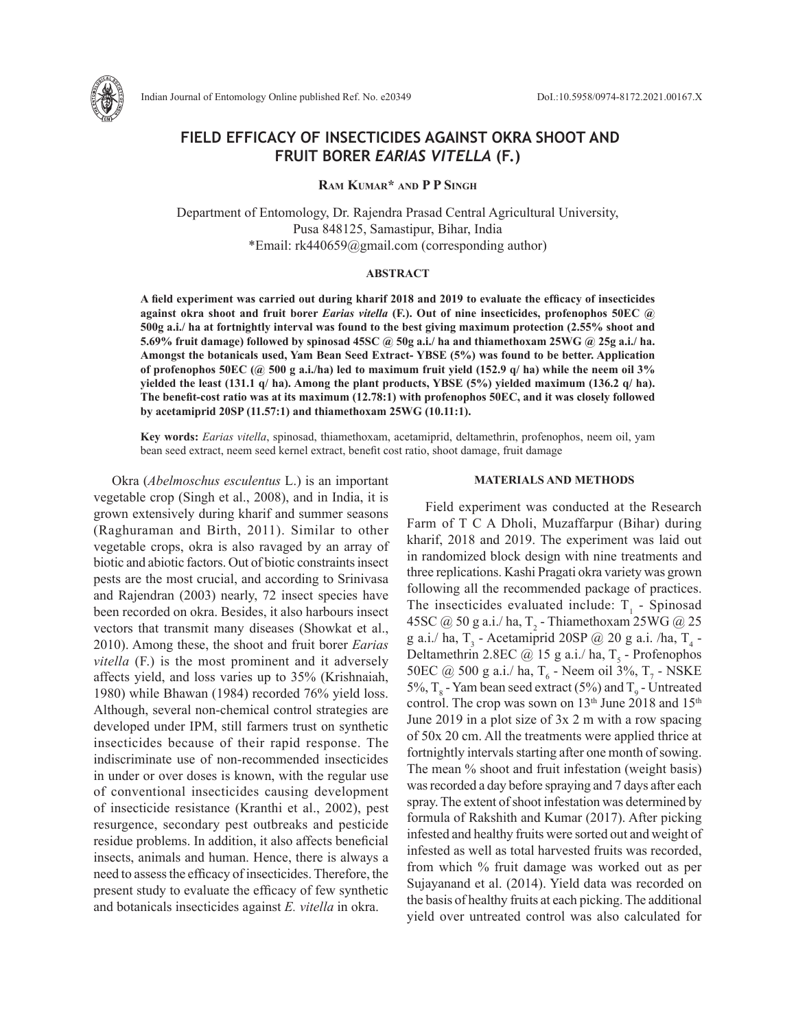# FIELD EFFICACY OF INSECTICIDES AGAINST OKRA SHOOT AND FRUIT BORER *EARIAS VITELLA* (F.)

**Ram Kumar* and P P Singh**

Department of Entomology, Dr. Rajendra Prasad Central Agricultural University, Pusa 848125, Samastipur, Bihar, India
*Email: rk440659@gmail.com (corresponding author)

## ABSTRACT

**A field experiment was carried out during kharif 2018 and 2019 to evaluate the efficacy of insecticides against okra shoot and fruit borer *Earias vitella* (F.). Out of nine insecticides, profenophos 50EC @ 500g a.i./ ha at fortnightly interval was found to the best giving maximum protection (2.55% shoot and 5.69% fruit damage) followed by spinosad 45SC @ 50g a.i./ ha and thiamethoxam 25WG @ 25g a.i./ ha. Amongst the botanicals used, Yam Bean Seed Extract- YBSE (5%) was found to be better. Application of profenophos 50EC (@ 500 g a.i./ha) led to maximum fruit yield (152.9 q/ ha) while the neem oil 3% yielded the least (131.1 q/ ha). Among the plant products, YBSE (5%) yielded maximum (136.2 q/ ha). The benefit-cost ratio was at its maximum (12.78:1) with profenophos 50EC, and it was closely followed by acetamiprid 20SP (11.57:1) and thiamethoxam 25WG (10.11:1).**

**Key words:** *Earias vitella*, spinosad, thiamethoxam, acetamiprid, deltamethrin, profenophos, neem oil, yam bean seed extract, neem seed kernel extract, benefit cost ratio, shoot damage, fruit damage

Okra (*Abelmoschus esculentus* L.) is an important vegetable crop (Singh et al., 2008), and in India, it is grown extensively during kharif and summer seasons (Raghuraman and Birth, 2011). Similar to other vegetable crops, okra is also ravaged by an array of biotic and abiotic factors. Out of biotic constraints insect pests are the most crucial, and according to Srinivasa and Rajendran (2003) nearly, 72 insect species have been recorded on okra. Besides, it also harbours insect vectors that transmit many diseases (Showkat et al., 2010). Among these, the shoot and fruit borer *Earias vitella* (F.) is the most prominent and it adversely affects yield, and loss varies up to 35% (Krishnaiah, 1980) while Bhawan (1984) recorded 76% yield loss. Although, several non-chemical control strategies are developed under IPM, still farmers trust on synthetic insecticides because of their rapid response. The indiscriminate use of non-recommended insecticides in under or over doses is known, with the regular use of conventional insecticides causing development of insecticide resistance (Kranthi et al., 2002), pest resurgence, secondary pest outbreaks and pesticide residue problems. In addition, it also affects beneficial insects, animals and human. Hence, there is always a need to assess the efficacy of insecticides. Therefore, the present study to evaluate the efficacy of few synthetic and botanicals insecticides against *E. vitella* in okra.

## MATERIALS AND METHODS

Field experiment was conducted at the Research Farm of T C A Dholi, Muzaffarpur (Bihar) during kharif, 2018 and 2019. The experiment was laid out in randomized block design with nine treatments and three replications. Kashi Pragati okra variety was grown following all the recommended package of practices. The insecticides evaluated include: $T_1$ - Spinosad 45SC @ 50 g a.i./ ha, $T_2$ - Thiamethoxam 25WG @ 25 g a.i./ ha, $T_3$ - Acetamiprid 20SP @ 20 g a.i. /ha, $T_4$ - Deltamethrin 2.8EC @ 15 g a.i./ ha, $T_5$ - Profenophos 50EC @ 500 g a.i./ ha, $T_6$ - Neem oil 3%, $T_7$ - NSKE 5%, $T_8$ - Yam bean seed extract (5%) and $T_9$ - Untreated control. The crop was sown on 13th June 2018 and 15th June 2019 in a plot size of 3x 2 m with a row spacing of 50x 20 cm. All the treatments were applied thrice at fortnightly intervals starting after one month of sowing. The mean % shoot and fruit infestation (weight basis) was recorded a day before spraying and 7 days after each spray. The extent of shoot infestation was determined by formula of Rakshith and Kumar (2017). After picking infested and healthy fruits were sorted out and weight of infested as well as total harvested fruits was recorded, from which % fruit damage was worked out as per Sujayanand et al. (2014). Yield data was recorded on the basis of healthy fruits at each picking. The additional yield over untreated control was also calculated for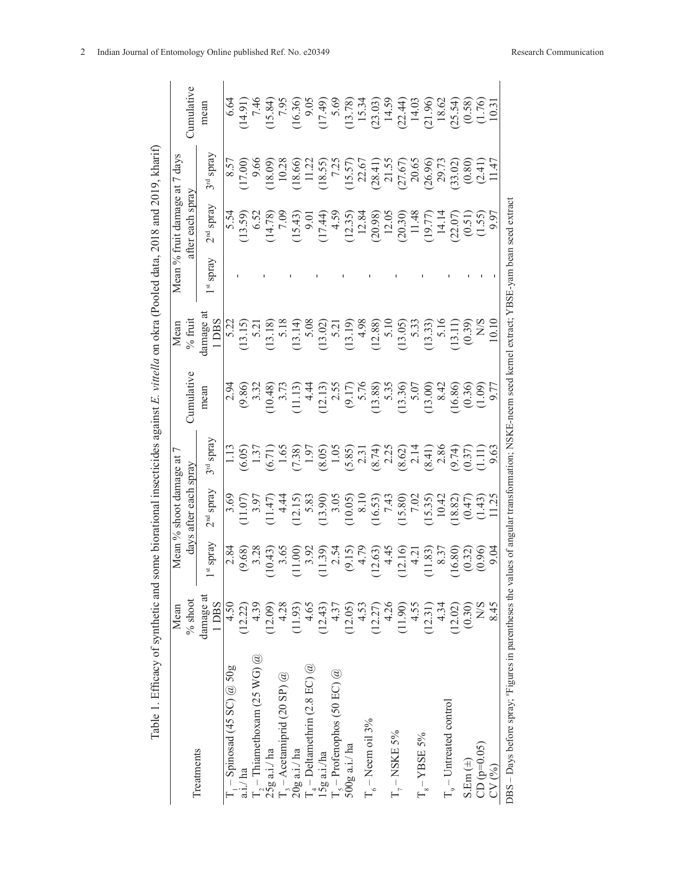Table 1. Efficacy of synthetic and some biorational insecticides against *E. vittella* on okra (Pooled data, 2018 and 2019, kharif)

| Treatments | Mean % shoot damage at 1 DBS | Mean % shoot damage at 7 days after each spray | | | Cumulative mean | Mean % fruit damage at 1 DBS | Mean % fruit damage at 7 days after each spray | | | Cumulative mean |
|---|---|---|---|---|---|---|---|---|---|---|
| | | 1[st] spray | 2[nd] spray | 3[rd] spray | | | 1[st] spray | 2[nd] spray | 3[rd] spray | |
| $T_1$ – Spinosad (45 SC) @ 50g a.i./ ha | 4.50 (12.22) | 2.84 (9.68) | 3.69 (11.07) | 1.13 (6.05) | 2.94 (9.86) | 5.22 (13.15) | - | 5.54 (13.59) | 8.57 (17.00) | 6.64 (14.91) |
| $T_2$ – Thiamethoxam (25 WG) @ 25g a.i./ ha | 4.39 (12.09) | 3.28 (10.43) | 3.97 (11.47) | 1.37 (6.71) | 3.32 (10.48) | 5.21 (13.18) | - | 6.52 (14.78) | 9.66 (18.09) | 7.46 (15.84) |
| $T_3$ – Acetamiprid (20 SP) @ 20g a.i./ ha | 4.28 (11.93) | 3.65 (11.00) | 4.44 (12.15) | 1.65 (7.38) | 3.73 (11.13) | 5.18 (13.14) | - | 7.09 (15.43) | 10.28 (18.66) | 7.95 (16.36) |
| $T_4$ – Deltamethrin (2.8 EC) @ 15g a.i./ha | 4.65 (12.43) | 3.92 (11.39) | 5.83 (13.90) | 1.97 (8.05) | 4.44 (12.13) | 5.08 (13.02) | - | 9.01 (17.44) | 11.22 (18.55) | 9.05 (17.49) |
| $T_5$ – Profenophos (50 EC) @ 500g a.i./ ha | 4.37 (12.05) | 2.54 (9.15) | 3.05 (10.05) | 1.05 (5.85) | 2.55 (9.17) | 5.21 (13.19) | - | 4.59 (12.35) | 7.25 (15.57) | 5.69 (13.78) |
| $T_6$ – Neem oil 3% | 4.53 (12.27) | 4.79 (12.63) | 8.10 (16.53) | 2.31 (8.74) | 5.76 (13.88) | 4.98 (12.88) | - | 12.84 (20.98) | 22.67 (28.41) | 15.34 (23.03) |
| $T_7$ – NSKE 5% | 4.26 (11.90) | 4.45 (12.16) | 7.43 (15.80) | 2.25 (8.62) | 5.35 (13.36) | 5.10 (13.05) | - | 12.05 (20.30) | 21.55 (27.67) | 14.59 (22.44) |
| $T_8$ – YBSE 5% | 4.55 (12.31) | 4.21 (11.83) | 7.02 (15.35) | 2.14 (8.41) | 5.07 (13.00) | 5.33 (13.33) | - | 11.48 (19.77) | 20.65 (26.96) | 14.03 (21.96) |
| $T_9$ – Untreated control | 4.34 (12.02) | 8.37 (16.80) | 10.42 (18.82) | 2.86 (9.74) | 8.42 (16.86) | 5.16 (13.11) | - | 14.14 (22.07) | 29.73 (33.02) | 18.62 (25.54) |
| S.Em (±) | (0.30) | (0.32) | (0.47) | (0.37) | (0.36) | (0.39) | - | (0.51) | (0.80) | (0.58) |
| CD (p=0.05) | N/S | (0.96) | (1.43) | (1.11) | (1.09) | N/S | - | (1.55) | (2.41) | (1.76) |
| CV (%) | 8.45 | 9.04 | 11.25 | 9.63 | 9.77 | 10.10 | - | 9.97 | 11.47 | 10.31 |

DBS – Days before spray; [#]Figures in parentheses the values of angular transformation; NSKE-neem seed kernel extract; YBSE-yam bean seed extract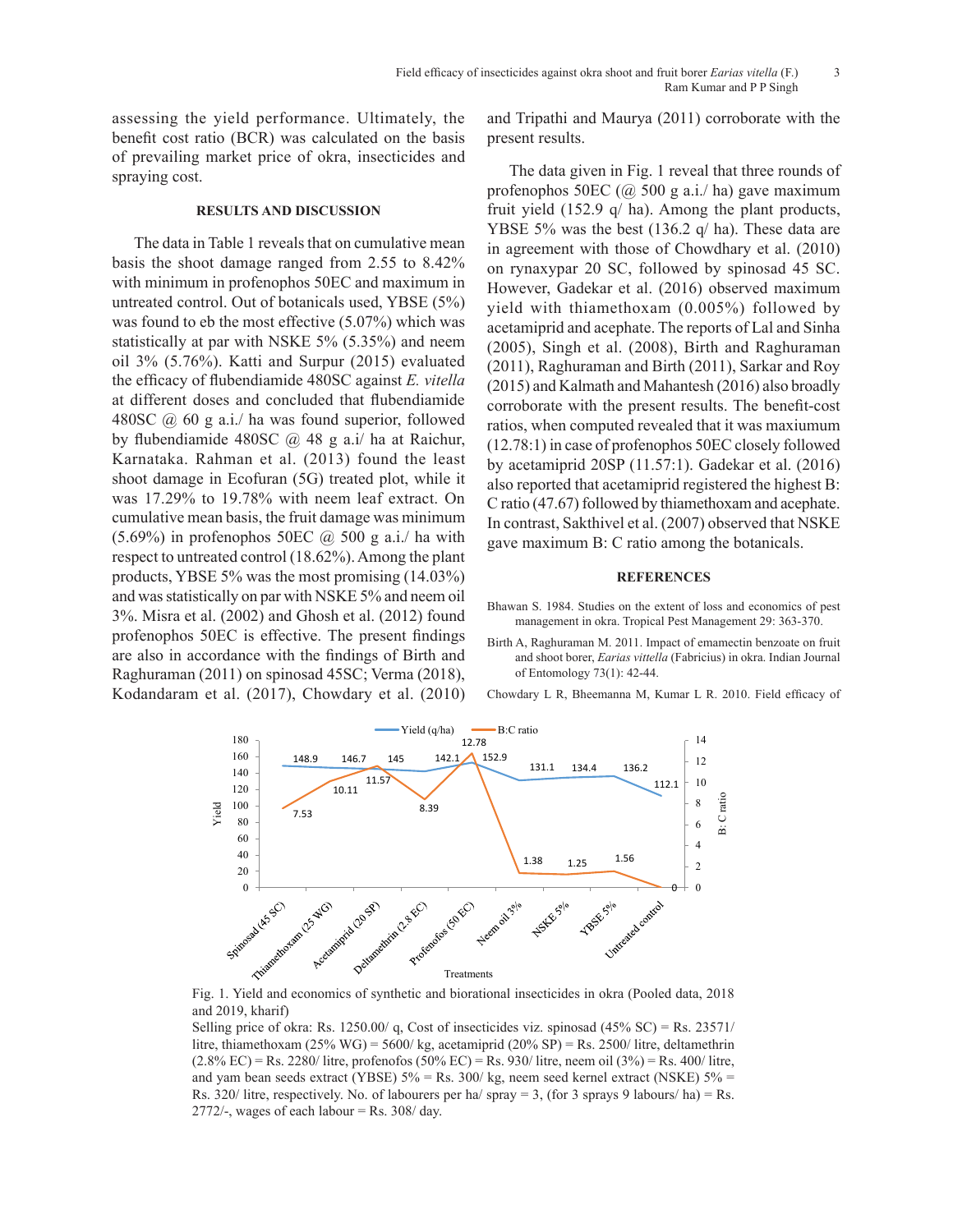assessing the yield performance. Ultimately, the benefit cost ratio (BCR) was calculated on the basis of prevailing market price of okra, insecticides and spraying cost.

## RESULTS AND DISCUSSION

The data in Table 1 reveals that on cumulative mean basis the shoot damage ranged from 2.55 to 8.42% with minimum in profenophos 50EC and maximum in untreated control. Out of botanicals used, YBSE (5%) was found to eb the most effective (5.07%) which was statistically at par with NSKE 5% (5.35%) and neem oil 3% (5.76%). Katti and Surpur (2015) evaluated the efficacy of flubendiamide 480SC against *E. vitella* at different doses and concluded that flubendiamide 480SC @ 60 g a.i./ ha was found superior, followed by flubendiamide 480SC @ 48 g a.i/ ha at Raichur, Karnataka. Rahman et al. (2013) found the least shoot damage in Ecofuran (5G) treated plot, while it was 17.29% to 19.78% with neem leaf extract. On cumulative mean basis, the fruit damage was minimum (5.69%) in profenophos 50EC @ 500 g a.i./ ha with respect to untreated control (18.62%). Among the plant products, YBSE 5% was the most promising (14.03%) and was statistically on par with NSKE 5% and neem oil 3%. Misra et al. (2002) and Ghosh et al. (2012) found profenophos 50EC is effective. The present findings are also in accordance with the findings of Birth and Raghuraman (2011) on spinosad 45SC; Verma (2018), Kodandaram et al. (2017), Chowdary et al. (2010) and Tripathi and Maurya (2011) corroborate with the present results.

The data given in Fig. 1 reveal that three rounds of profenophos 50EC (@ 500 g a.i./ ha) gave maximum fruit yield (152.9 q/ ha). Among the plant products, YBSE 5% was the best (136.2 q/ ha). These data are in agreement with those of Chowdhary et al. (2010) on rynaxypar 20 SC, followed by spinosad 45 SC. However, Gadekar et al. (2016) observed maximum yield with thiamethoxam (0.005%) followed by acetamiprid and acephate. The reports of Lal and Sinha (2005), Singh et al. (2008), Birth and Raghuraman (2011), Raghuraman and Birth (2011), Sarkar and Roy (2015) and Kalmath and Mahantesh (2016) also broadly corroborate with the present results. The benefit-cost ratios, when computed revealed that it was maxiumum (12.78:1) in case of profenophos 50EC closely followed by acetamiprid 20SP (11.57:1). Gadekar et al. (2016) also reported that acetamiprid registered the highest B: C ratio (47.67) followed by thiamethoxam and acephate. In contrast, Sakthivel et al. (2007) observed that NSKE gave maximum B: C ratio among the botanicals.

## REFERENCES

Bhawan S. 1984. Studies on the extent of loss and economics of pest management in okra. Tropical Pest Management 29: 363-370.

Birth A, Raghuraman M. 2011. Impact of emamectin benzoate on fruit and shoot borer, *Earias vittella* (Fabricius) in okra. Indian Journal of Entomology 73(1): 42-44.

Chowdary L R, Bheemanna M, Kumar L R. 2010. Field efficacy of

Fig. 1. Yield and economics of synthetic and biorational insecticides in okra (Pooled data, 2018 and 2019, kharif)

Selling price of okra: Rs. 1250.00/ q, Cost of insecticides viz. spinosad (45% SC) = Rs. 23571/ litre, thiamethoxam (25% WG) = 5600/ kg, acetamiprid (20% SP) = Rs. 2500/ litre, deltamethrin (2.8% EC) = Rs. 2280/ litre, profenofos (50% EC) = Rs. 930/ litre, neem oil (3%) = Rs. 400/ litre, and yam bean seeds extract (YBSE) 5% = Rs. 300/ kg, neem seed kernel extract (NSKE) 5% = Rs. 320/ litre, respectively. No. of labourers per ha/ spray = 3, (for 3 sprays 9 labours/ ha) = Rs. 2772/-, wages of each labour = Rs. 308/ day.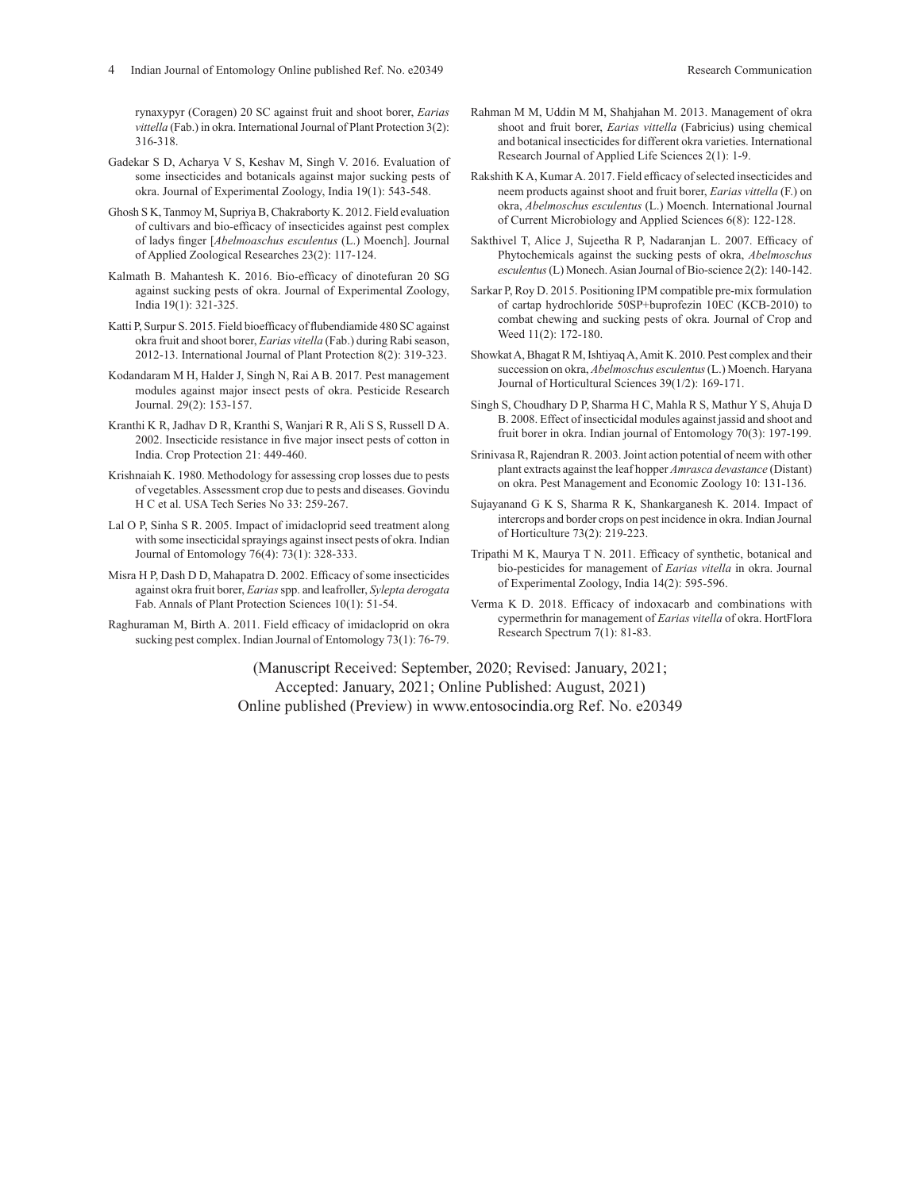rynaxypyr (Coragen) 20 SC against fruit and shoot borer, *Earias vittella* (Fab.) in okra. International Journal of Plant Protection 3(2): 316-318.

Gadekar S D, Acharya V S, Keshav M, Singh V. 2016. Evaluation of some insecticides and botanicals against major sucking pests of okra. Journal of Experimental Zoology, India 19(1): 543-548.

Ghosh S K, Tanmoy M, Supriya B, Chakraborty K. 2012. Field evaluation of cultivars and bio-efficacy of insecticides against pest complex of ladys finger [*Abelmoaschus esculentus* (L.) Moench]. Journal of Applied Zoological Researches 23(2): 117-124.

Kalmath B. Mahantesh K. 2016. Bio-efficacy of dinotefuran 20 SG against sucking pests of okra. Journal of Experimental Zoology, India 19(1): 321-325.

Katti P, Surpur S. 2015. Field bioefficacy of flubendiamide 480 SC against okra fruit and shoot borer, *Earias vitella* (Fab.) during Rabi season, 2012-13. International Journal of Plant Protection 8(2): 319-323.

Kodandaram M H, Halder J, Singh N, Rai A B. 2017. Pest management modules against major insect pests of okra. Pesticide Research Journal. 29(2): 153-157.

Kranthi K R, Jadhav D R, Kranthi S, Wanjari R R, Ali S S, Russell D A. 2002. Insecticide resistance in five major insect pests of cotton in India. Crop Protection 21: 449-460.

Krishnaiah K. 1980. Methodology for assessing crop losses due to pests of vegetables. Assessment crop due to pests and diseases. Govindu H C et al. USA Tech Series No 33: 259-267.

Lal O P, Sinha S R. 2005. Impact of imidacloprid seed treatment along with some insecticidal sprayings against insect pests of okra. Indian Journal of Entomology 76(4): 73(1): 328-333.

Misra H P, Dash D D, Mahapatra D. 2002. Efficacy of some insecticides against okra fruit borer, *Earias* spp. and leafroller, *Sylepta derogata* Fab. Annals of Plant Protection Sciences 10(1): 51-54.

Raghuraman M, Birth A. 2011. Field efficacy of imidacloprid on okra sucking pest complex. Indian Journal of Entomology 73(1): 76-79.

Rahman M M, Uddin M M, Shahjahan M. 2013. Management of okra shoot and fruit borer, *Earias vittella* (Fabricius) using chemical and botanical insecticides for different okra varieties. International Research Journal of Applied Life Sciences 2(1): 1-9.

Rakshith K A, Kumar A. 2017. Field efficacy of selected insecticides and neem products against shoot and fruit borer, *Earias vittella* (F.) on okra, *Abelmoschus esculentus* (L.) Moench. International Journal of Current Microbiology and Applied Sciences 6(8): 122-128.

Sakthivel T, Alice J, Sujeetha R P, Nadaranjan L. 2007. Efficacy of Phytochemicals against the sucking pests of okra, *Abelmoschus esculentus* (L) Monech. Asian Journal of Bio-science 2(2): 140-142.

Sarkar P, Roy D. 2015. Positioning IPM compatible pre-mix formulation of cartap hydrochloride 50SP+buprofezin 10EC (KCB-2010) to combat chewing and sucking pests of okra. Journal of Crop and Weed 11(2): 172-180.

Showkat A, Bhagat R M, Ishtiyaq A, Amit K. 2010. Pest complex and their succession on okra, *Abelmoschus esculentus* (L.) Moench. Haryana Journal of Horticultural Sciences 39(1/2): 169-171.

Singh S, Choudhary D P, Sharma H C, Mahla R S, Mathur Y S, Ahuja D B. 2008. Effect of insecticidal modules against jassid and shoot and fruit borer in okra. Indian journal of Entomology 70(3): 197-199.

Srinivasa R, Rajendran R. 2003. Joint action potential of neem with other plant extracts against the leaf hopper *Amrasca devastance* (Distant) on okra. Pest Management and Economic Zoology 10: 131-136.

Sujayanand G K S, Sharma R K, Shankarganesh K. 2014. Impact of intercrops and border crops on pest incidence in okra. Indian Journal of Horticulture 73(2): 219-223.

Tripathi M K, Maurya T N. 2011. Efficacy of synthetic, botanical and bio-pesticides for management of *Earias vitella* in okra. Journal of Experimental Zoology, India 14(2): 595-596.

Verma K D. 2018. Efficacy of indoxacarb and combinations with cypermethrin for management of *Earias vitella* of okra. HortFlora Research Spectrum 7(1): 81-83.

(Manuscript Received: September, 2020; Revised: January, 2021; Accepted: January, 2021; Online Published: August, 2021)
Online published (Preview) in www.entosocindia.org Ref. No. e20349